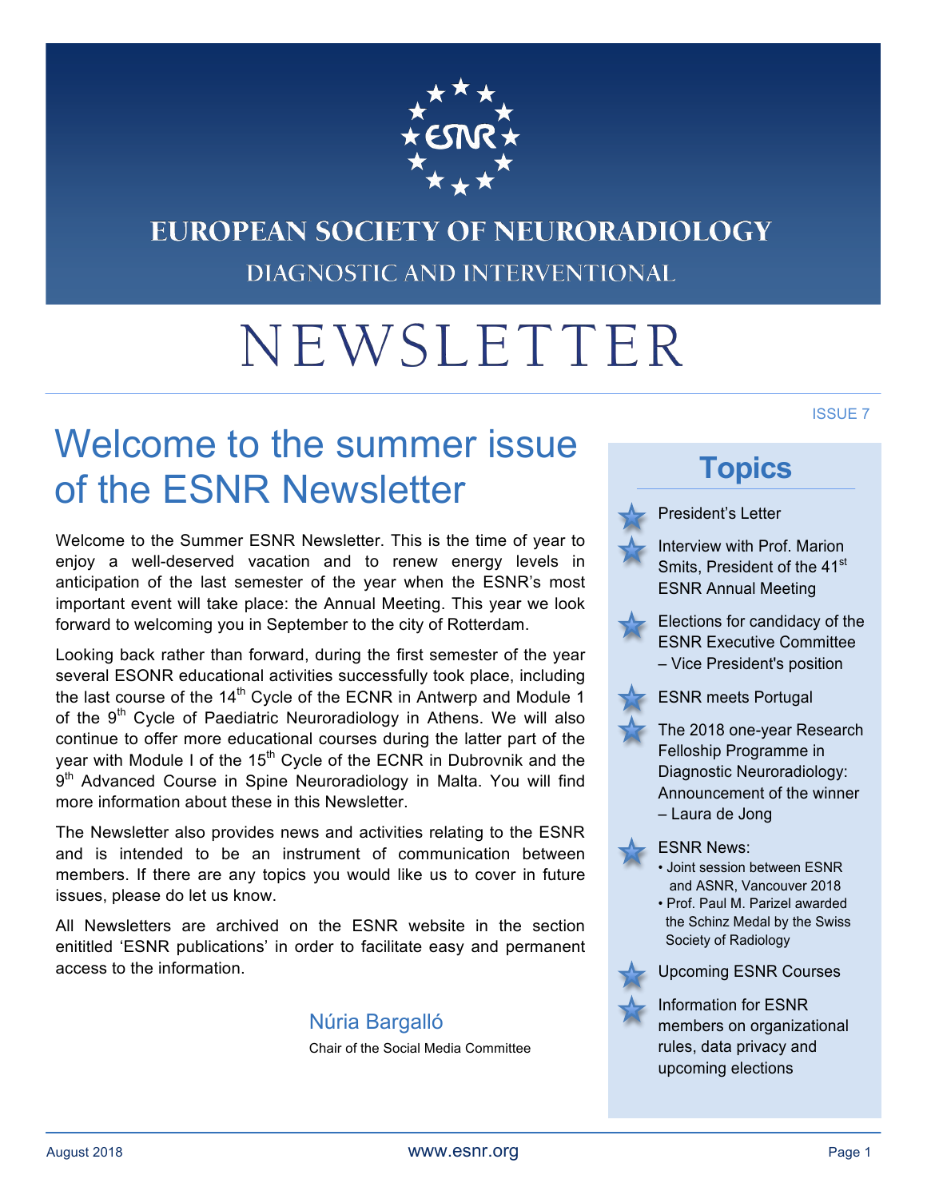# EUROPEAN SOCIETY OF NEURORADIOLOGY

DIAGNOSTIC AND INTERVENTIONAL

# NEWSLETTER

ISSUE 7

## Welcome to the summer issue of the ESNR Newsletter

Welcome to the Summer ESNR Newsletter. This is the time of year to enjoy a well-deserved vacation and to renew energy levels in anticipation of the last semester of the year when the ESNR's most important event will take place: the Annual Meeting. This year we look forward to welcoming you in September to the city of Rotterdam.

Looking back rather than forward, during the first semester of the year several ESONR educational activities successfully took place, including the last course of the 14th Cycle of the ECNR in Antwerp and Module 1 of the 9th Cycle of Paediatric Neuroradiology in Athens. We will also continue to offer more educational courses during the latter part of the year with Module I of the 15th Cycle of the ECNR in Dubrovnik and the 9th Advanced Course in Spine Neuroradiology in Malta. You will find more information about these in this Newsletter.

The Newsletter also provides news and activities relating to the ESNR and is intended to be an instrument of communication between members. If there are any topics you would like us to cover in future issues, please do let us know.

All Newsletters are archived on the ESNR website in the section enititled 'ESNR publications' in order to facilitate easy and permanent access to the information.

Núria Bargalló

Chair of the Social Media Committee

## Topics

- President's Letter
- Interview with Prof. Marion Smits, President of the 41st ESNR Annual Meeting
- Elections for candidacy of the ESNR Executive Committee – Vice President's position
- ESNR meets Portugal
- The 2018 one-year Research Felloship Programme in Diagnostic Neuroradiology: Announcement of the winner – Laura de Jong
- ESNR News:
  - Joint session between ESNR and ASNR, Vancouver 2018
  - Prof. Paul M. Parizel awarded the Schinz Medal by the Swiss Society of Radiology
- Upcoming ESNR Courses
- Information for ESNR members on organizational rules, data privacy and upcoming elections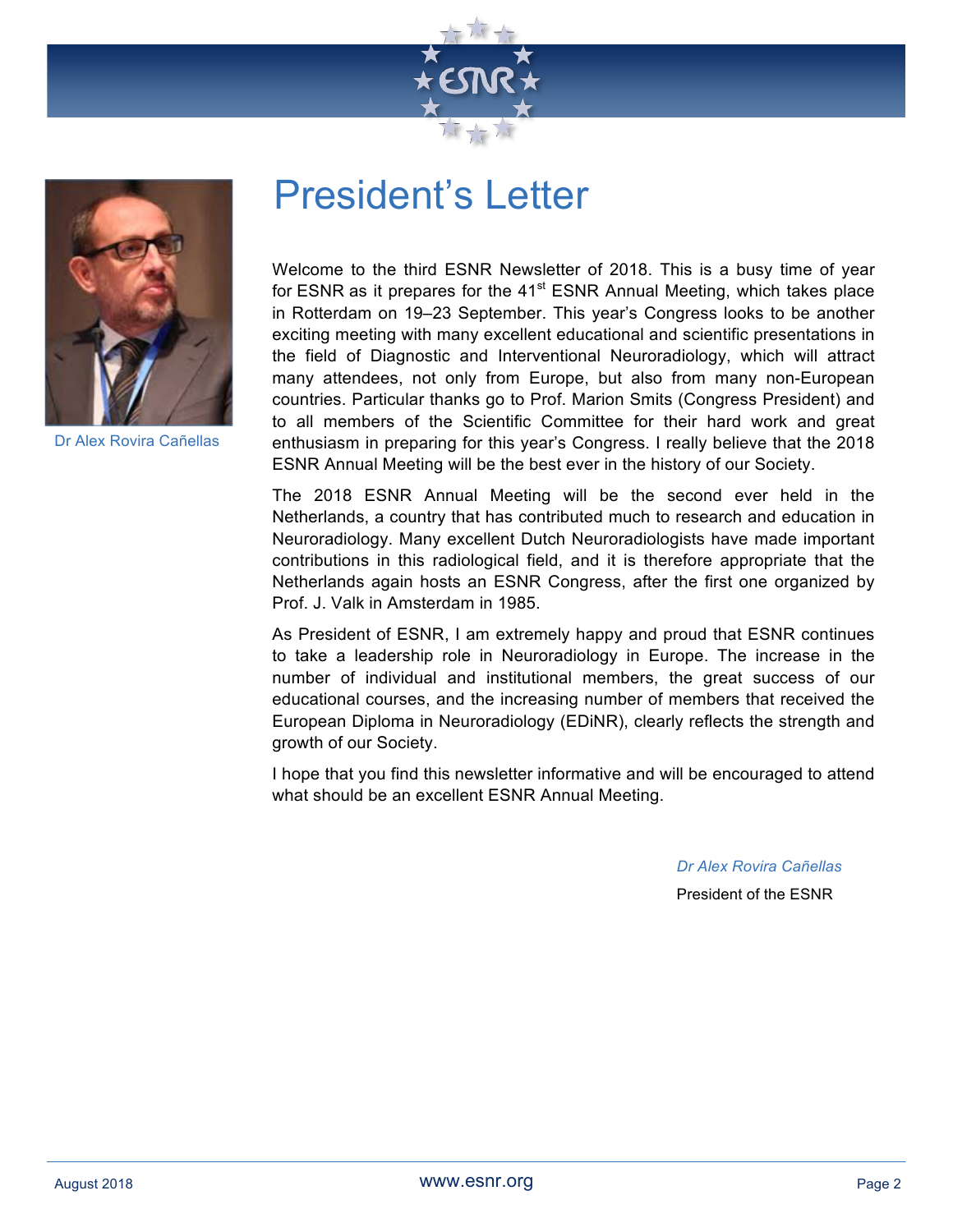Dr Alex Rovira Cañellas

# President's Letter

Welcome to the third ESNR Newsletter of 2018. This is a busy time of year for ESNR as it prepares for the 41st ESNR Annual Meeting, which takes place in Rotterdam on 19–23 September. This year's Congress looks to be another exciting meeting with many excellent educational and scientific presentations in the field of Diagnostic and Interventional Neuroradiology, which will attract many attendees, not only from Europe, but also from many non-European countries. Particular thanks go to Prof. Marion Smits (Congress President) and to all members of the Scientific Committee for their hard work and great enthusiasm in preparing for this year's Congress. I really believe that the 2018 ESNR Annual Meeting will be the best ever in the history of our Society.

The 2018 ESNR Annual Meeting will be the second ever held in the Netherlands, a country that has contributed much to research and education in Neuroradiology. Many excellent Dutch Neuroradiologists have made important contributions in this radiological field, and it is therefore appropriate that the Netherlands again hosts an ESNR Congress, after the first one organized by Prof. J. Valk in Amsterdam in 1985.

As President of ESNR, I am extremely happy and proud that ESNR continues to take a leadership role in Neuroradiology in Europe. The increase in the number of individual and institutional members, the great success of our educational courses, and the increasing number of members that received the European Diploma in Neuroradiology (EDiNR), clearly reflects the strength and growth of our Society.

I hope that you find this newsletter informative and will be encouraged to attend what should be an excellent ESNR Annual Meeting.

*Dr Alex Rovira Cañellas*

President of the ESNR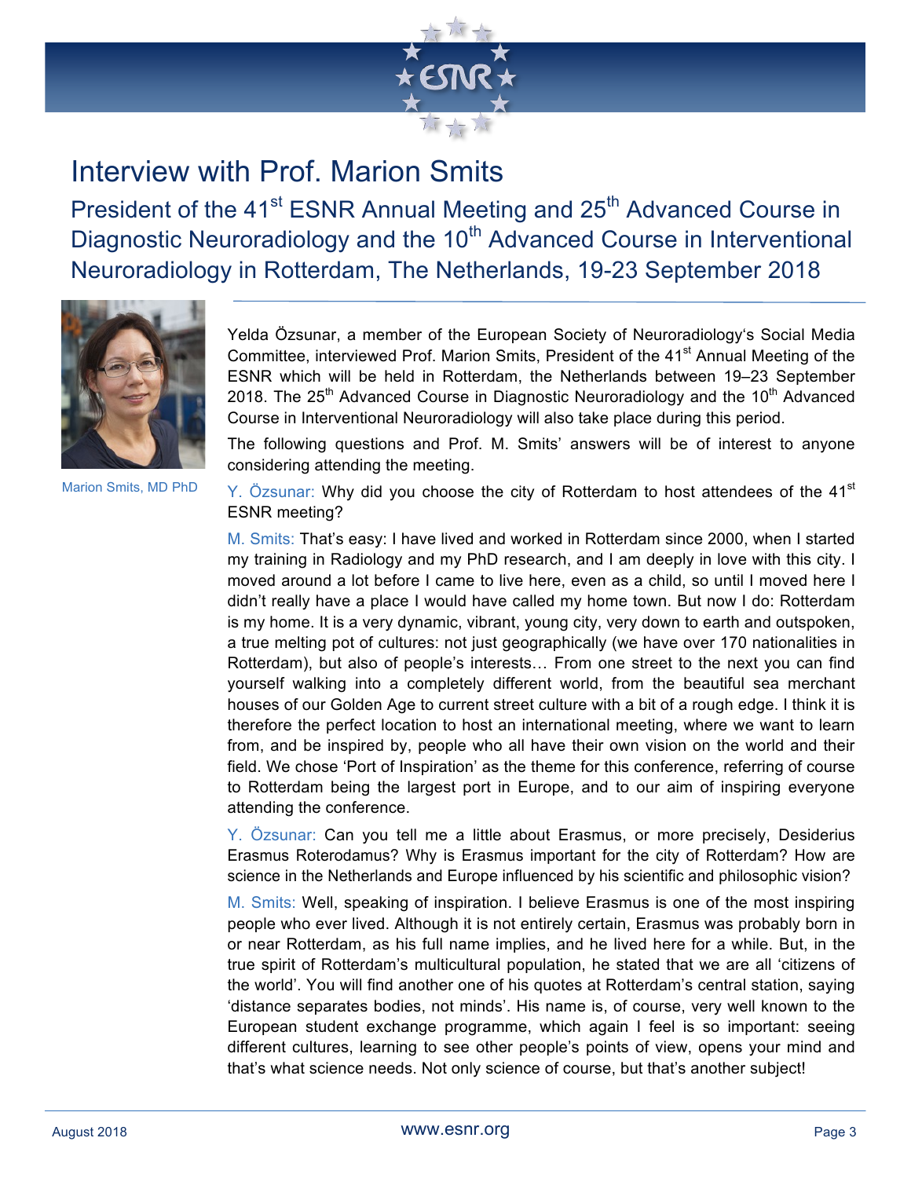# Interview with Prof. Marion Smits

## President of the 41st ESNR Annual Meeting and 25th Advanced Course in Diagnostic Neuroradiology and the 10th Advanced Course in Interventional Neuroradiology in Rotterdam, The Netherlands, 19-23 September 2018

Marion Smits, MD PhD

Yelda Özsunar, a member of the European Society of Neuroradiology's Social Media Committee, interviewed Prof. Marion Smits, President of the 41st Annual Meeting of the ESNR which will be held in Rotterdam, the Netherlands between 19–23 September 2018. The 25th Advanced Course in Diagnostic Neuroradiology and the 10th Advanced Course in Interventional Neuroradiology will also take place during this period.

The following questions and Prof. M. Smits' answers will be of interest to anyone considering attending the meeting.

Y. Özsunar: Why did you choose the city of Rotterdam to host attendees of the 41st ESNR meeting?

M. Smits: That's easy: I have lived and worked in Rotterdam since 2000, when I started my training in Radiology and my PhD research, and I am deeply in love with this city. I moved around a lot before I came to live here, even as a child, so until I moved here I didn't really have a place I would have called my home town. But now I do: Rotterdam is my home. It is a very dynamic, vibrant, young city, very down to earth and outspoken, a true melting pot of cultures: not just geographically (we have over 170 nationalities in Rotterdam), but also of people's interests… From one street to the next you can find yourself walking into a completely different world, from the beautiful sea merchant houses of our Golden Age to current street culture with a bit of a rough edge. I think it is therefore the perfect location to host an international meeting, where we want to learn from, and be inspired by, people who all have their own vision on the world and their field. We chose 'Port of Inspiration' as the theme for this conference, referring of course to Rotterdam being the largest port in Europe, and to our aim of inspiring everyone attending the conference.

Y. Özsunar: Can you tell me a little about Erasmus, or more precisely, Desiderius Erasmus Roterodamus? Why is Erasmus important for the city of Rotterdam? How are science in the Netherlands and Europe influenced by his scientific and philosophic vision?

M. Smits: Well, speaking of inspiration. I believe Erasmus is one of the most inspiring people who ever lived. Although it is not entirely certain, Erasmus was probably born in or near Rotterdam, as his full name implies, and he lived here for a while. But, in the true spirit of Rotterdam's multicultural population, he stated that we are all 'citizens of the world'. You will find another one of his quotes at Rotterdam's central station, saying 'distance separates bodies, not minds'. His name is, of course, very well known to the European student exchange programme, which again I feel is so important: seeing different cultures, learning to see other people's points of view, opens your mind and that's what science needs. Not only science of course, but that's another subject!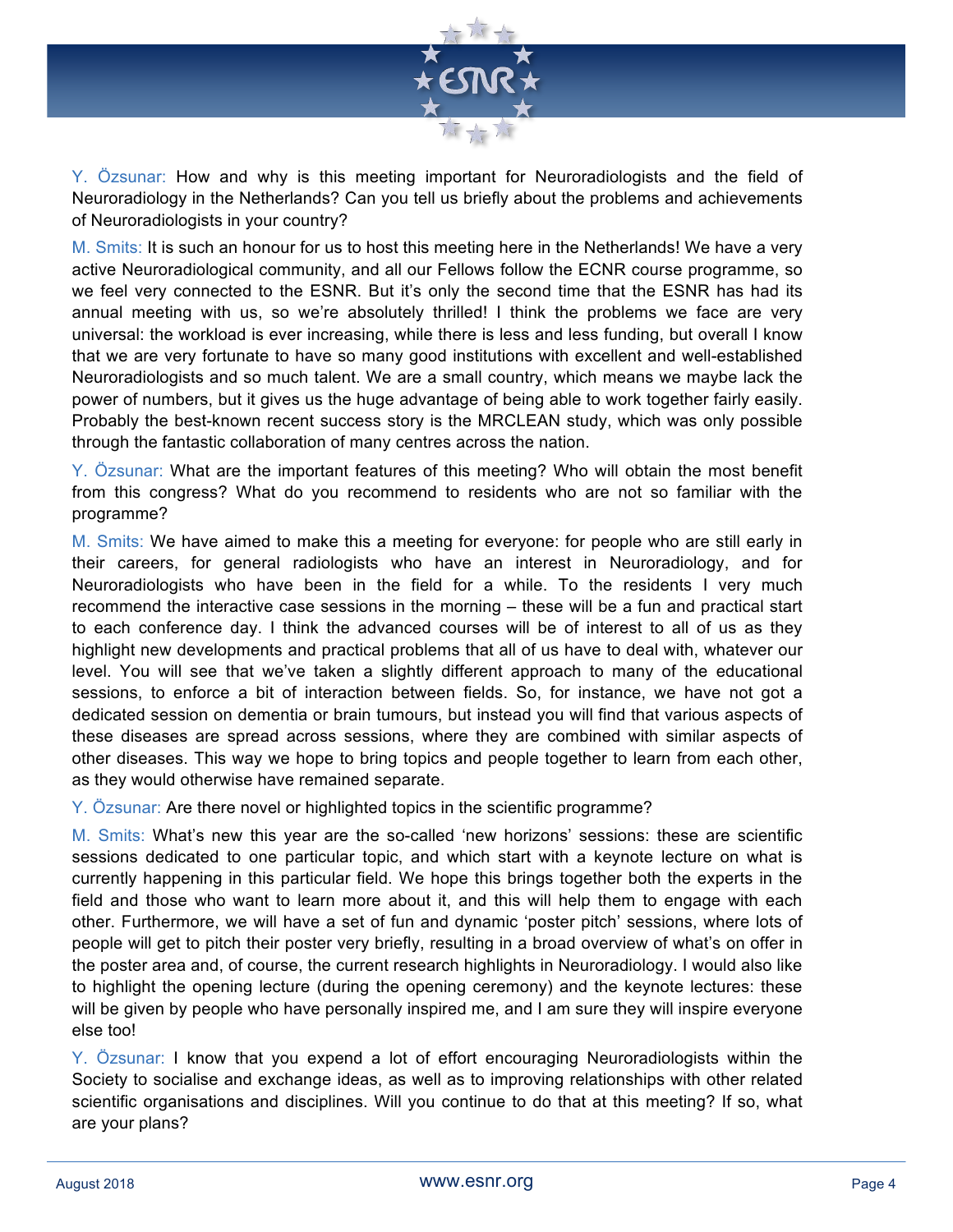Y. Özsunar: How and why is this meeting important for Neuroradiologists and the field of Neuroradiology in the Netherlands? Can you tell us briefly about the problems and achievements of Neuroradiologists in your country?

M. Smits: It is such an honour for us to host this meeting here in the Netherlands! We have a very active Neuroradiological community, and all our Fellows follow the ECNR course programme, so we feel very connected to the ESNR. But it's only the second time that the ESNR has had its annual meeting with us, so we're absolutely thrilled! I think the problems we face are very universal: the workload is ever increasing, while there is less and less funding, but overall I know that we are very fortunate to have so many good institutions with excellent and well-established Neuroradiologists and so much talent. We are a small country, which means we maybe lack the power of numbers, but it gives us the huge advantage of being able to work together fairly easily. Probably the best-known recent success story is the MRCLEAN study, which was only possible through the fantastic collaboration of many centres across the nation.

Y. Özsunar: What are the important features of this meeting? Who will obtain the most benefit from this congress? What do you recommend to residents who are not so familiar with the programme?

M. Smits: We have aimed to make this a meeting for everyone: for people who are still early in their careers, for general radiologists who have an interest in Neuroradiology, and for Neuroradiologists who have been in the field for a while. To the residents I very much recommend the interactive case sessions in the morning – these will be a fun and practical start to each conference day. I think the advanced courses will be of interest to all of us as they highlight new developments and practical problems that all of us have to deal with, whatever our level. You will see that we've taken a slightly different approach to many of the educational sessions, to enforce a bit of interaction between fields. So, for instance, we have not got a dedicated session on dementia or brain tumours, but instead you will find that various aspects of these diseases are spread across sessions, where they are combined with similar aspects of other diseases. This way we hope to bring topics and people together to learn from each other, as they would otherwise have remained separate.

Y. Özsunar: Are there novel or highlighted topics in the scientific programme?

M. Smits: What's new this year are the so-called 'new horizons' sessions: these are scientific sessions dedicated to one particular topic, and which start with a keynote lecture on what is currently happening in this particular field. We hope this brings together both the experts in the field and those who want to learn more about it, and this will help them to engage with each other. Furthermore, we will have a set of fun and dynamic 'poster pitch' sessions, where lots of people will get to pitch their poster very briefly, resulting in a broad overview of what's on offer in the poster area and, of course, the current research highlights in Neuroradiology. I would also like to highlight the opening lecture (during the opening ceremony) and the keynote lectures: these will be given by people who have personally inspired me, and I am sure they will inspire everyone else too!

Y. Özsunar: I know that you expend a lot of effort encouraging Neuroradiologists within the Society to socialise and exchange ideas, as well as to improving relationships with other related scientific organisations and disciplines. Will you continue to do that at this meeting? If so, what are your plans?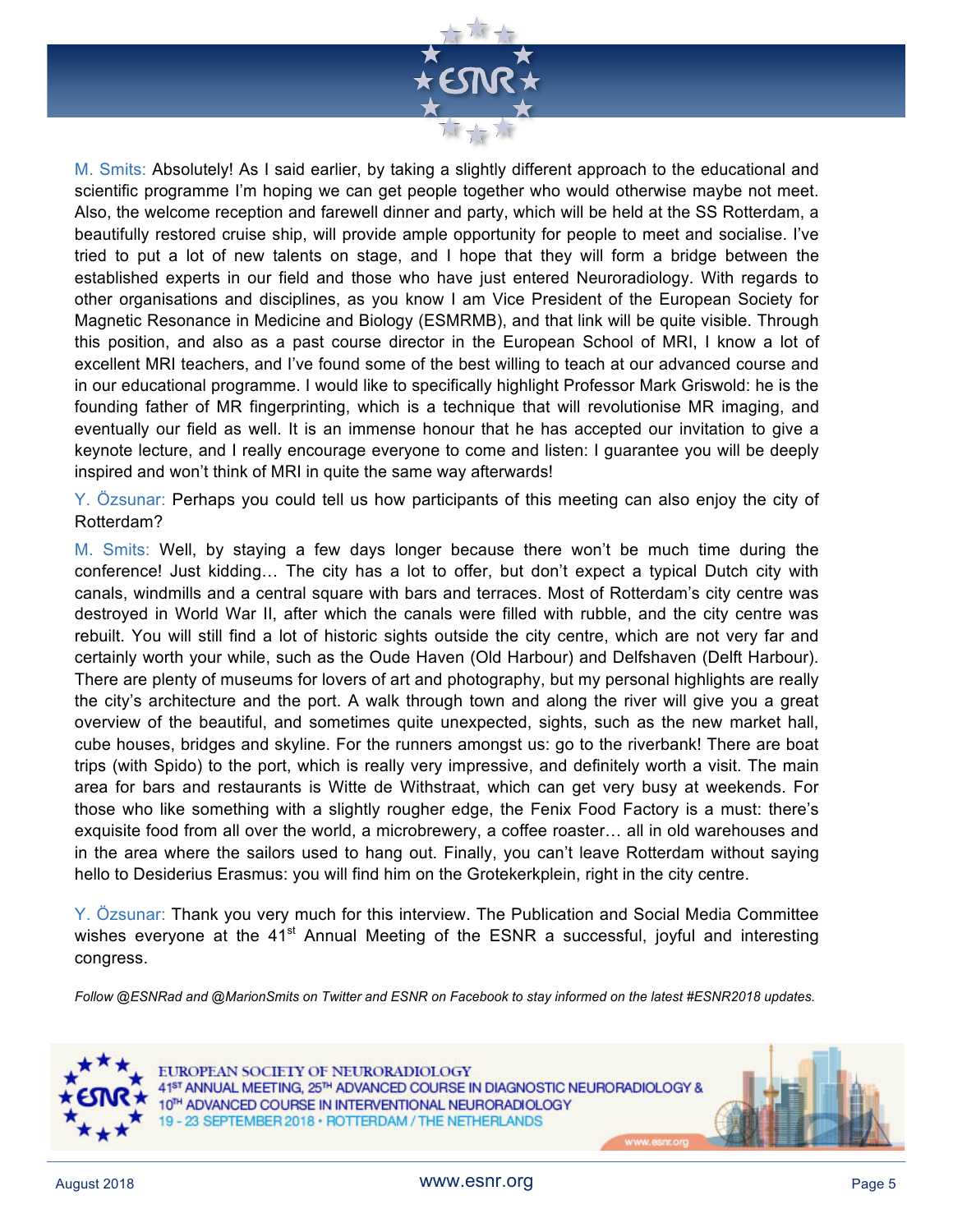M. Smits: Absolutely! As I said earlier, by taking a slightly different approach to the educational and scientific programme I'm hoping we can get people together who would otherwise maybe not meet. Also, the welcome reception and farewell dinner and party, which will be held at the SS Rotterdam, a beautifully restored cruise ship, will provide ample opportunity for people to meet and socialise. I've tried to put a lot of new talents on stage, and I hope that they will form a bridge between the established experts in our field and those who have just entered Neuroradiology. With regards to other organisations and disciplines, as you know I am Vice President of the European Society for Magnetic Resonance in Medicine and Biology (ESMRMB), and that link will be quite visible. Through this position, and also as a past course director in the European School of MRI, I know a lot of excellent MRI teachers, and I've found some of the best willing to teach at our advanced course and in our educational programme. I would like to specifically highlight Professor Mark Griswold: he is the founding father of MR fingerprinting, which is a technique that will revolutionise MR imaging, and eventually our field as well. It is an immense honour that he has accepted our invitation to give a keynote lecture, and I really encourage everyone to come and listen: I guarantee you will be deeply inspired and won't think of MRI in quite the same way afterwards!

Y. Özsunar: Perhaps you could tell us how participants of this meeting can also enjoy the city of Rotterdam?

M. Smits: Well, by staying a few days longer because there won't be much time during the conference! Just kidding… The city has a lot to offer, but don't expect a typical Dutch city with canals, windmills and a central square with bars and terraces. Most of Rotterdam's city centre was destroyed in World War II, after which the canals were filled with rubble, and the city centre was rebuilt. You will still find a lot of historic sights outside the city centre, which are not very far and certainly worth your while, such as the Oude Haven (Old Harbour) and Delfshaven (Delft Harbour). There are plenty of museums for lovers of art and photography, but my personal highlights are really the city's architecture and the port. A walk through town and along the river will give you a great overview of the beautiful, and sometimes quite unexpected, sights, such as the new market hall, cube houses, bridges and skyline. For the runners amongst us: go to the riverbank! There are boat trips (with Spido) to the port, which is really very impressive, and definitely worth a visit. The main area for bars and restaurants is Witte de Withstraat, which can get very busy at weekends. For those who like something with a slightly rougher edge, the Fenix Food Factory is a must: there's exquisite food from all over the world, a microbrewery, a coffee roaster… all in old warehouses and in the area where the sailors used to hang out. Finally, you can't leave Rotterdam without saying hello to Desiderius Erasmus: you will find him on the Grotekerkplein, right in the city centre.

Y. Özsunar: Thank you very much for this interview. The Publication and Social Media Committee wishes everyone at the 41st Annual Meeting of the ESNR a successful, joyful and interesting congress.

*Follow @ESNRad and @MarionSmits on Twitter and ESNR on Facebook to stay informed on the latest #ESNR2018 updates.*

EUROPEAN SOCIETY OF NEURORADIOLOGY
41ST ANNUAL MEETING, 25TH ADVANCED COURSE IN DIAGNOSTIC NEURORADIOLOGY & 10TH ADVANCED COURSE IN INTERVENTIONAL NEURORADIOLOGY
19 - 23 SEPTEMBER 2018 • ROTTERDAM / THE NETHERLANDS
www.esnr.org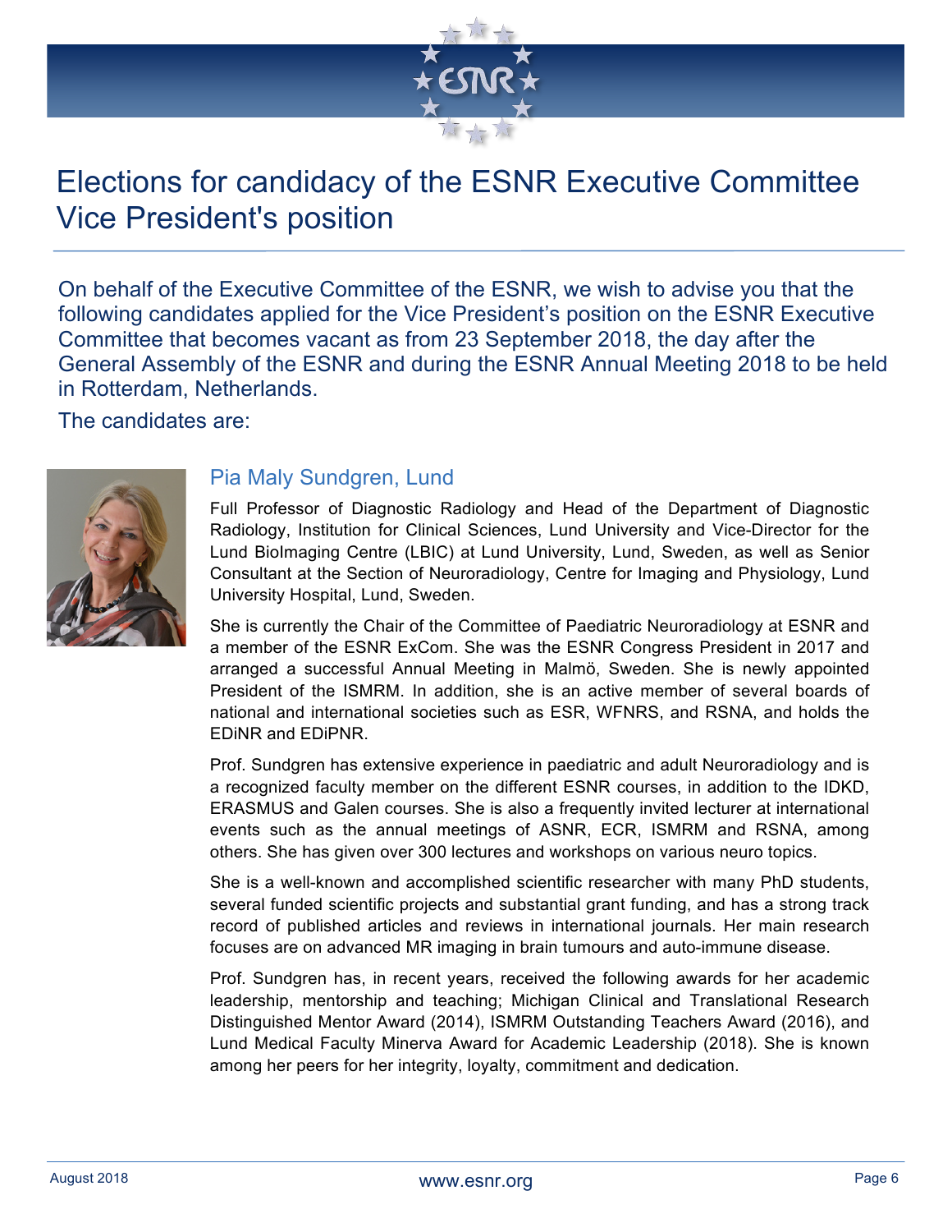# Elections for candidacy of the ESNR Executive Committee Vice President's position

On behalf of the Executive Committee of the ESNR, we wish to advise you that the following candidates applied for the Vice President's position on the ESNR Executive Committee that becomes vacant as from 23 September 2018, the day after the General Assembly of the ESNR and during the ESNR Annual Meeting 2018 to be held in Rotterdam, Netherlands.

The candidates are:

## Pia Maly Sundgren, Lund

Full Professor of Diagnostic Radiology and Head of the Department of Diagnostic Radiology, Institution for Clinical Sciences, Lund University and Vice-Director for the Lund BioImaging Centre (LBIC) at Lund University, Lund, Sweden, as well as Senior Consultant at the Section of Neuroradiology, Centre for Imaging and Physiology, Lund University Hospital, Lund, Sweden.

She is currently the Chair of the Committee of Paediatric Neuroradiology at ESNR and a member of the ESNR ExCom. She was the ESNR Congress President in 2017 and arranged a successful Annual Meeting in Malmö, Sweden. She is newly appointed President of the ISMRM. In addition, she is an active member of several boards of national and international societies such as ESR, WFNRS, and RSNA, and holds the EDiNR and EDiPNR.

Prof. Sundgren has extensive experience in paediatric and adult Neuroradiology and is a recognized faculty member on the different ESNR courses, in addition to the IDKD, ERASMUS and Galen courses. She is also a frequently invited lecturer at international events such as the annual meetings of ASNR, ECR, ISMRM and RSNA, among others. She has given over 300 lectures and workshops on various neuro topics.

She is a well-known and accomplished scientific researcher with many PhD students, several funded scientific projects and substantial grant funding, and has a strong track record of published articles and reviews in international journals. Her main research focuses are on advanced MR imaging in brain tumours and auto-immune disease.

Prof. Sundgren has, in recent years, received the following awards for her academic leadership, mentorship and teaching; Michigan Clinical and Translational Research Distinguished Mentor Award (2014), ISMRM Outstanding Teachers Award (2016), and Lund Medical Faculty Minerva Award for Academic Leadership (2018). She is known among her peers for her integrity, loyalty, commitment and dedication.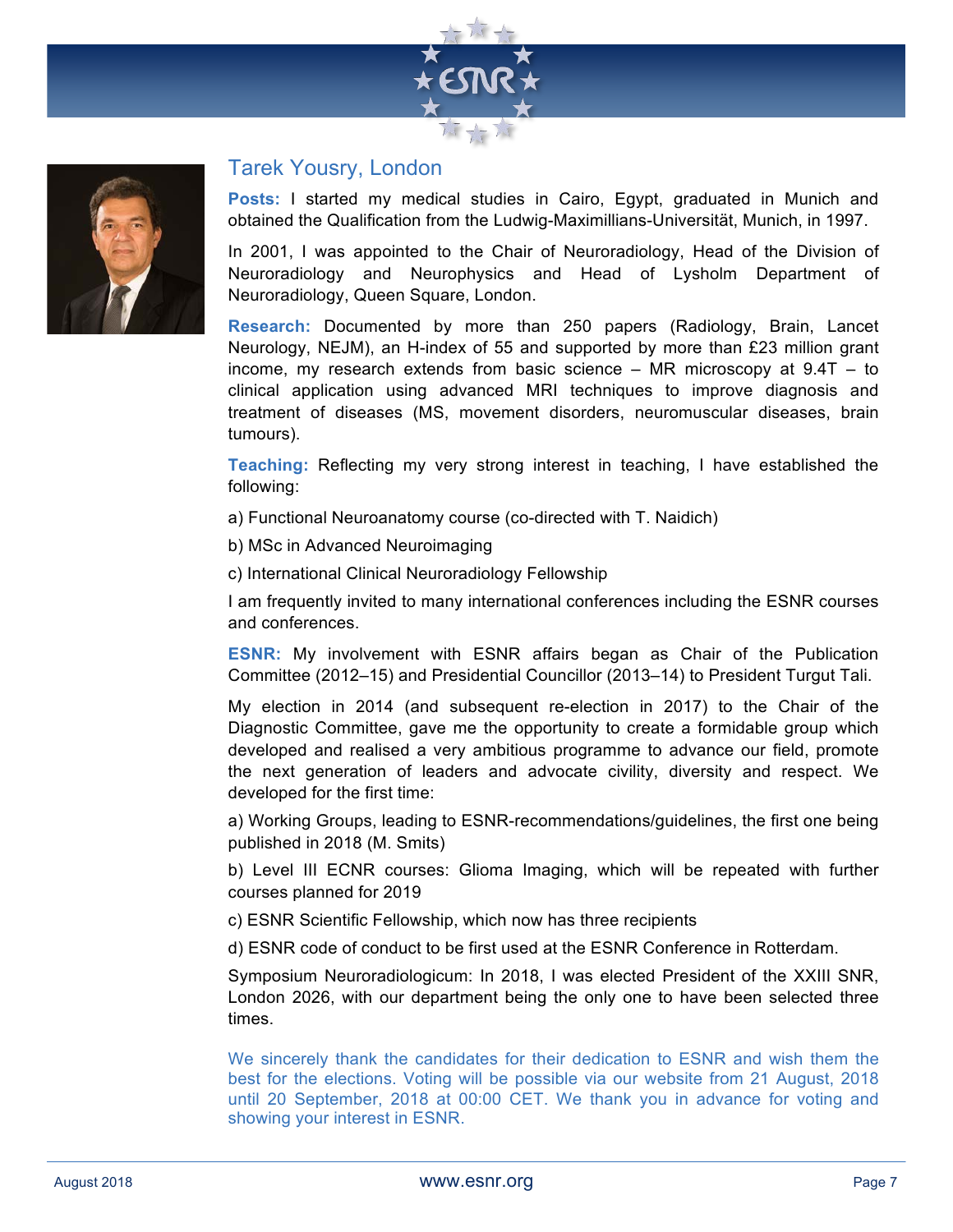## Tarek Yousry, London

**Posts:** I started my medical studies in Cairo, Egypt, graduated in Munich and obtained the Qualification from the Ludwig-Maximillians-Universität, Munich, in 1997.

In 2001, I was appointed to the Chair of Neuroradiology, Head of the Division of Neuroradiology and Neurophysics and Head of Lysholm Department of Neuroradiology, Queen Square, London.

**Research:** Documented by more than 250 papers (Radiology, Brain, Lancet Neurology, NEJM), an H-index of 55 and supported by more than £23 million grant income, my research extends from basic science – MR microscopy at 9.4T – to clinical application using advanced MRI techniques to improve diagnosis and treatment of diseases (MS, movement disorders, neuromuscular diseases, brain tumours).

**Teaching:** Reflecting my very strong interest in teaching, I have established the following:

a) Functional Neuroanatomy course (co-directed with T. Naidich)

b) MSc in Advanced Neuroimaging

c) International Clinical Neuroradiology Fellowship

I am frequently invited to many international conferences including the ESNR courses and conferences.

**ESNR:** My involvement with ESNR affairs began as Chair of the Publication Committee (2012–15) and Presidential Councillor (2013–14) to President Turgut Tali.

My election in 2014 (and subsequent re-election in 2017) to the Chair of the Diagnostic Committee, gave me the opportunity to create a formidable group which developed and realised a very ambitious programme to advance our field, promote the next generation of leaders and advocate civility, diversity and respect. We developed for the first time:

a) Working Groups, leading to ESNR-recommendations/guidelines, the first one being published in 2018 (M. Smits)

b) Level III ECNR courses: Glioma Imaging, which will be repeated with further courses planned for 2019

c) ESNR Scientific Fellowship, which now has three recipients

d) ESNR code of conduct to be first used at the ESNR Conference in Rotterdam.

Symposium Neuroradiologicum: In 2018, I was elected President of the XXIII SNR, London 2026, with our department being the only one to have been selected three times.

We sincerely thank the candidates for their dedication to ESNR and wish them the best for the elections. Voting will be possible via our website from 21 August, 2018 until 20 September, 2018 at 00:00 CET. We thank you in advance for voting and showing your interest in ESNR.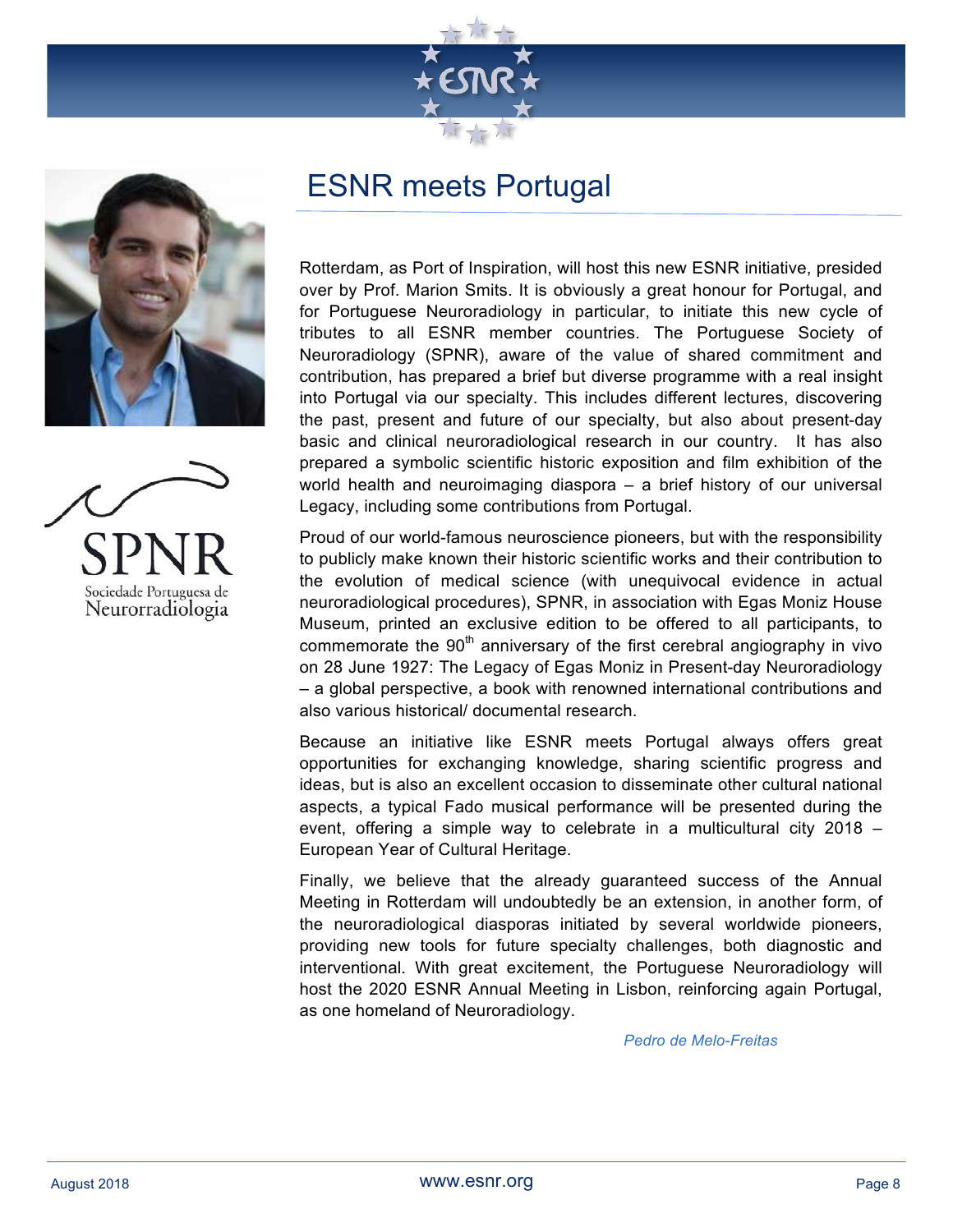# ESNR meets Portugal

Rotterdam, as Port of Inspiration, will host this new ESNR initiative, presided over by Prof. Marion Smits. It is obviously a great honour for Portugal, and for Portuguese Neuroradiology in particular, to initiate this new cycle of tributes to all ESNR member countries. The Portuguese Society of Neuroradiology (SPNR), aware of the value of shared commitment and contribution, has prepared a brief but diverse programme with a real insight into Portugal via our specialty. This includes different lectures, discovering the past, present and future of our specialty, but also about present-day basic and clinical neuroradiological research in our country. It has also prepared a symbolic scientific historic exposition and film exhibition of the world health and neuroimaging diaspora – a brief history of our universal Legacy, including some contributions from Portugal.

Proud of our world-famous neuroscience pioneers, but with the responsibility to publicly make known their historic scientific works and their contribution to the evolution of medical science (with unequivocal evidence in actual neuroradiological procedures), SPNR, in association with Egas Moniz House Museum, printed an exclusive edition to be offered to all participants, to commemorate the 90th anniversary of the first cerebral angiography in vivo on 28 June 1927: The Legacy of Egas Moniz in Present-day Neuroradiology – a global perspective, a book with renowned international contributions and also various historical/ documental research.

Because an initiative like ESNR meets Portugal always offers great opportunities for exchanging knowledge, sharing scientific progress and ideas, but is also an excellent occasion to disseminate other cultural national aspects, a typical Fado musical performance will be presented during the event, offering a simple way to celebrate in a multicultural city 2018 – European Year of Cultural Heritage.

Finally, we believe that the already guaranteed success of the Annual Meeting in Rotterdam will undoubtedly be an extension, in another form, of the neuroradiological diasporas initiated by several worldwide pioneers, providing new tools for future specialty challenges, both diagnostic and interventional. With great excitement, the Portuguese Neuroradiology will host the 2020 ESNR Annual Meeting in Lisbon, reinforcing again Portugal, as one homeland of Neuroradiology.

*Pedro de Melo-Freitas*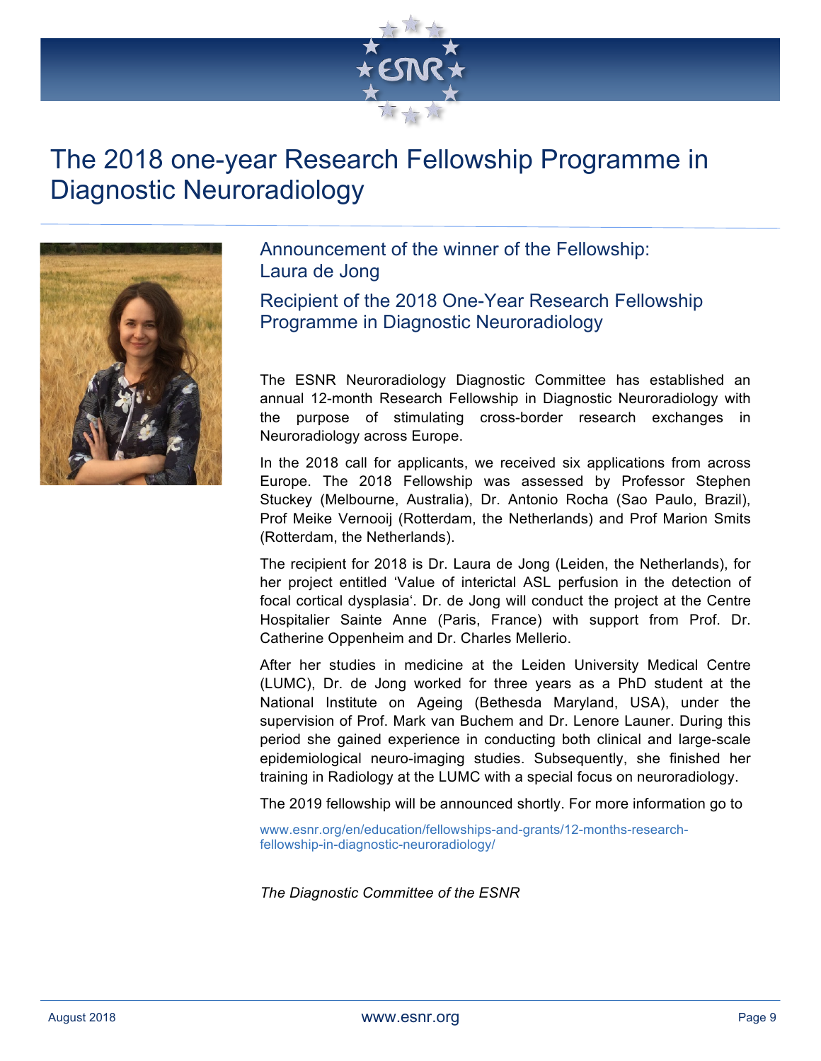# The 2018 one-year Research Fellowship Programme in Diagnostic Neuroradiology

## Announcement of the winner of the Fellowship: Laura de Jong

## Recipient of the 2018 One-Year Research Fellowship Programme in Diagnostic Neuroradiology

The ESNR Neuroradiology Diagnostic Committee has established an annual 12-month Research Fellowship in Diagnostic Neuroradiology with the purpose of stimulating cross-border research exchanges in Neuroradiology across Europe.

In the 2018 call for applicants, we received six applications from across Europe. The 2018 Fellowship was assessed by Professor Stephen Stuckey (Melbourne, Australia), Dr. Antonio Rocha (Sao Paulo, Brazil), Prof Meike Vernooij (Rotterdam, the Netherlands) and Prof Marion Smits (Rotterdam, the Netherlands).

The recipient for 2018 is Dr. Laura de Jong (Leiden, the Netherlands), for her project entitled 'Value of interictal ASL perfusion in the detection of focal cortical dysplasia'. Dr. de Jong will conduct the project at the Centre Hospitalier Sainte Anne (Paris, France) with support from Prof. Dr. Catherine Oppenheim and Dr. Charles Mellerio.

After her studies in medicine at the Leiden University Medical Centre (LUMC), Dr. de Jong worked for three years as a PhD student at the National Institute on Ageing (Bethesda Maryland, USA), under the supervision of Prof. Mark van Buchem and Dr. Lenore Launer. During this period she gained experience in conducting both clinical and large-scale epidemiological neuro-imaging studies. Subsequently, she finished her training in Radiology at the LUMC with a special focus on neuroradiology.

The 2019 fellowship will be announced shortly. For more information go to

www.esnr.org/en/education/fellowships-and-grants/12-months-research-fellowship-in-diagnostic-neuroradiology/

*The Diagnostic Committee of the ESNR*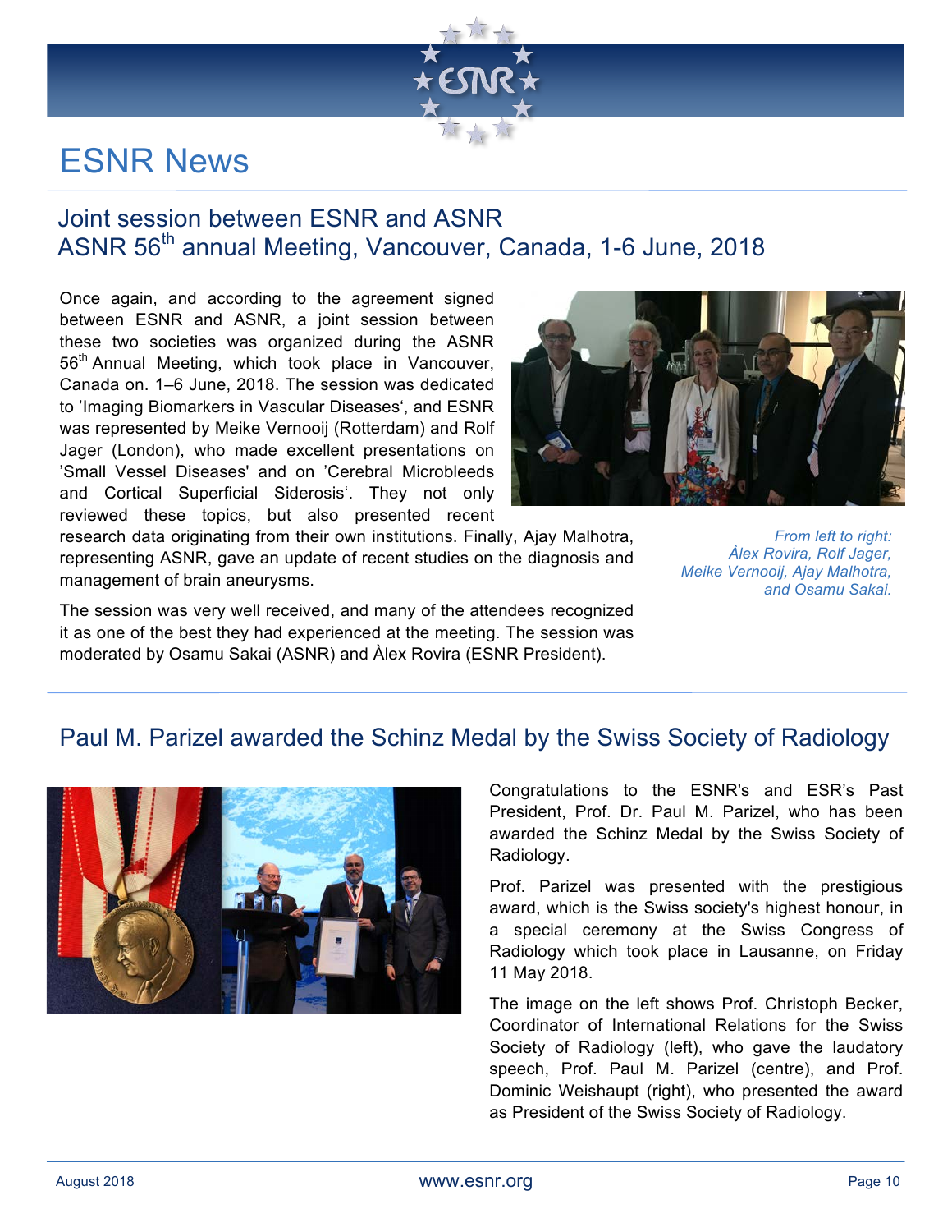# ESNR News

## Joint session between ESNR and ASNR ASNR 56th annual Meeting, Vancouver, Canada, 1-6 June, 2018

Once again, and according to the agreement signed between ESNR and ASNR, a joint session between these two societies was organized during the ASNR 56th Annual Meeting, which took place in Vancouver, Canada on. 1–6 June, 2018. The session was dedicated to 'Imaging Biomarkers in Vascular Diseases', and ESNR was represented by Meike Vernooij (Rotterdam) and Rolf Jager (London), who made excellent presentations on 'Small Vessel Diseases' and on 'Cerebral Microbleeds and Cortical Superficial Siderosis'. They not only reviewed these topics, but also presented recent research data originating from their own institutions. Finally, Ajay Malhotra, representing ASNR, gave an update of recent studies on the diagnosis and management of brain aneurysms.

*From left to right: Àlex Rovira, Rolf Jager, Meike Vernooij, Ajay Malhotra, and Osamu Sakai.*

The session was very well received, and many of the attendees recognized it as one of the best they had experienced at the meeting. The session was moderated by Osamu Sakai (ASNR) and Àlex Rovira (ESNR President).

## Paul M. Parizel awarded the Schinz Medal by the Swiss Society of Radiology

Congratulations to the ESNR's and ESR's Past President, Prof. Dr. Paul M. Parizel, who has been awarded the Schinz Medal by the Swiss Society of Radiology.

Prof. Parizel was presented with the prestigious award, which is the Swiss society's highest honour, in a special ceremony at the Swiss Congress of Radiology which took place in Lausanne, on Friday 11 May 2018.

The image on the left shows Prof. Christoph Becker, Coordinator of International Relations for the Swiss Society of Radiology (left), who gave the laudatory speech, Prof. Paul M. Parizel (centre), and Prof. Dominic Weishaupt (right), who presented the award as President of the Swiss Society of Radiology.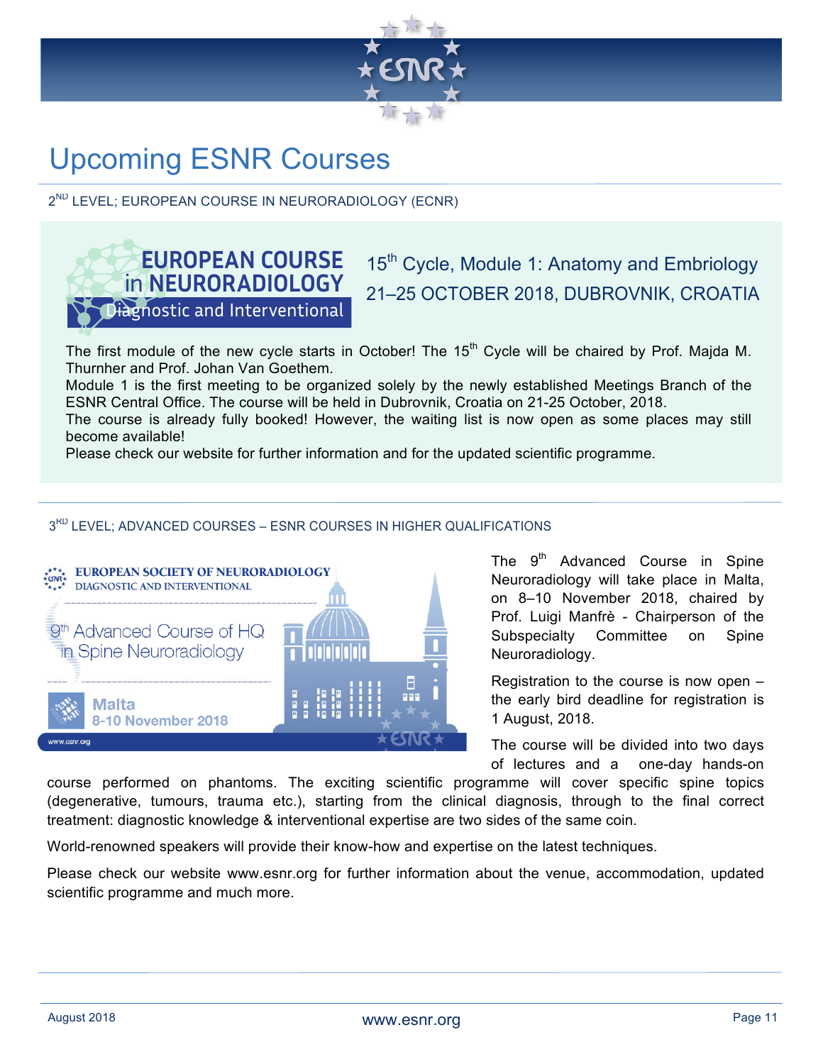# Upcoming ESNR Courses

2[ND] LEVEL; EUROPEAN COURSE IN NEURORADIOLOGY (ECNR)

**EUROPEAN COURSE in NEURORADIOLOGY**
Diagnostic and Interventional

15[th] Cycle, Module 1: Anatomy and Embriology
21–25 OCTOBER 2018, DUBROVNIK, CROATIA

The first module of the new cycle starts in October! The 15[th] Cycle will be chaired by Prof. Majda M. Thurnher and Prof. Johan Van Goethem.
Module 1 is the first meeting to be organized solely by the newly established Meetings Branch of the ESNR Central Office. The course will be held in Dubrovnik, Croatia on 21-25 October, 2018.
The course is already fully booked! However, the waiting list is now open as some places may still become available!
Please check our website for further information and for the updated scientific programme.

3[RD] LEVEL; ADVANCED COURSES – ESNR COURSES IN HIGHER QUALIFICATIONS

**EUROPEAN SOCIETY OF NEURORADIOLOGY**
DIAGNOSTIC AND INTERVENTIONAL

9[th] Advanced Course of HQ in Spine Neuroradiology

Malta
8-10 November 2018

www.esnr.org

The 9[th] Advanced Course in Spine Neuroradiology will take place in Malta, on 8–10 November 2018, chaired by Prof. Luigi Manfrè - Chairperson of the Subspecialty Committee on Spine Neuroradiology.

Registration to the course is now open – the early bird deadline for registration is 1 August, 2018.

The course will be divided into two days of lectures and a one-day hands-on course performed on phantoms. The exciting scientific programme will cover specific spine topics (degenerative, tumours, trauma etc.), starting from the clinical diagnosis, through to the final correct treatment: diagnostic knowledge & interventional expertise are two sides of the same coin.

World-renowned speakers will provide their know-how and expertise on the latest techniques.

Please check our website www.esnr.org for further information about the venue, accommodation, updated scientific programme and much more.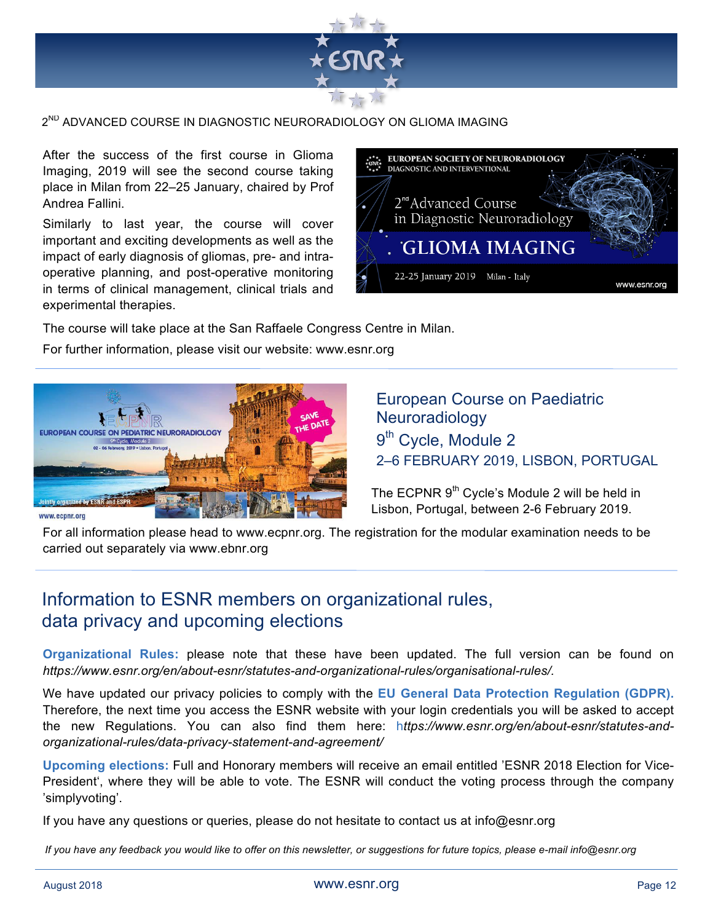## 2ND ADVANCED COURSE IN DIAGNOSTIC NEURORADIOLOGY ON GLIOMA IMAGING

After the success of the first course in Glioma Imaging, 2019 will see the second course taking place in Milan from 22–25 January, chaired by Prof Andrea Fallini.

Similarly to last year, the course will cover important and exciting developments as well as the impact of early diagnosis of gliomas, pre- and intra-operative planning, and post-operative monitoring in terms of clinical management, clinical trials and experimental therapies.

The course will take place at the San Raffaele Congress Centre in Milan.

For further information, please visit our website: www.esnr.org

## European Course on Paediatric Neuroradiology

### 9th Cycle, Module 2

### 2–6 FEBRUARY 2019, LISBON, PORTUGAL

The ECPNR 9th Cycle's Module 2 will be held in Lisbon, Portugal, between 2-6 February 2019.

For all information please head to www.ecpnr.org. The registration for the modular examination needs to be carried out separately via www.ebnr.org

## Information to ESNR members on organizational rules, data privacy and upcoming elections

**Organizational Rules:** please note that these have been updated. The full version can be found on *https://www.esnr.org/en/about-esnr/statutes-and-organizational-rules/organisational-rules/.*

We have updated our privacy policies to comply with the **EU General Data Protection Regulation (GDPR).** Therefore, the next time you access the ESNR website with your login credentials you will be asked to accept the new Regulations. You can also find them here: *https://www.esnr.org/en/about-esnr/statutes-and-organizational-rules/data-privacy-statement-and-agreement/*

**Upcoming elections:** Full and Honorary members will receive an email entitled 'ESNR 2018 Election for Vice-President', where they will be able to vote. The ESNR will conduct the voting process through the company 'simplyvoting'.

If you have any questions or queries, please do not hesitate to contact us at info@esnr.org

*If you have any feedback you would like to offer on this newsletter, or suggestions for future topics, please e-mail info@esnr.org*